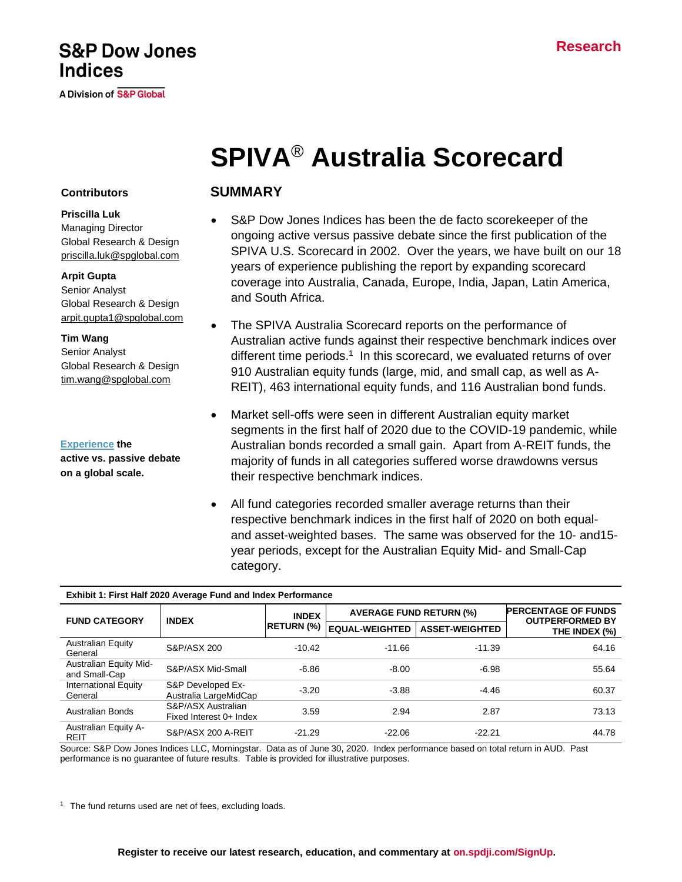S&P Dow Jones Indices

A Division of S&P Global

Research

# SPIVA® Australia Scorecard

**Contributors**

**Priscilla Luk**
Managing Director
Global Research & Design
priscilla.luk@spglobal.com

**Arpit Gupta**
Senior Analyst
Global Research & Design
arpit.gupta1@spglobal.com

**Tim Wang**
Senior Analyst
Global Research & Design
tim.wang@spglobal.com

**Experience the active vs. passive debate on a global scale.**

## SUMMARY

- S&P Dow Jones Indices has been the de facto scorekeeper of the ongoing active versus passive debate since the first publication of the SPIVA U.S. Scorecard in 2002. Over the years, we have built on our 18 years of experience publishing the report by expanding scorecard coverage into Australia, Canada, Europe, India, Japan, Latin America, and South Africa.
- The SPIVA Australia Scorecard reports on the performance of Australian active funds against their respective benchmark indices over different time periods.[1] In this scorecard, we evaluated returns of over 910 Australian equity funds (large, mid, and small cap, as well as A-REIT), 463 international equity funds, and 116 Australian bond funds.
- Market sell-offs were seen in different Australian equity market segments in the first half of 2020 due to the COVID-19 pandemic, while Australian bonds recorded a small gain. Apart from A-REIT funds, the majority of funds in all categories suffered worse drawdowns versus their respective benchmark indices.
- All fund categories recorded smaller average returns than their respective benchmark indices in the first half of 2020 on both equal- and asset-weighted bases. The same was observed for the 10- and15-year periods, except for the Australian Equity Mid- and Small-Cap category.

**Exhibit 1: First Half 2020 Average Fund and Index Performance**

| FUND CATEGORY | INDEX | INDEX RETURN (%) | AVERAGE FUND RETURN (%) | | PERCENTAGE OF FUNDS OUTPERFORMED BY THE INDEX (%) |
|---|---|---|---|---|---|
| | | | EQUAL-WEIGHTED | ASSET-WEIGHTED | |
| Australian Equity General | S&P/ASX 200 | -10.42 | -11.66 | -11.39 | 64.16 |
| Australian Equity Mid- and Small-Cap | S&P/ASX Mid-Small | -6.86 | -8.00 | -6.98 | 55.64 |
| International Equity General | S&P Developed Ex-Australia LargeMidCap | -3.20 | -3.88 | -4.46 | 60.37 |
| Australian Bonds | S&P/ASX Australian Fixed Interest 0+ Index | 3.59 | 2.94 | 2.87 | 73.13 |
| Australian Equity A-REIT | S&P/ASX 200 A-REIT | -21.29 | -22.06 | -22.21 | 44.78 |

Source: S&P Dow Jones Indices LLC, Morningstar. Data as of June 30, 2020. Index performance based on total return in AUD. Past performance is no guarantee of future results. Table is provided for illustrative purposes.

[1] The fund returns used are net of fees, excluding loads.

Register to receive our latest research, education, and commentary at on.spdji.com/SignUp.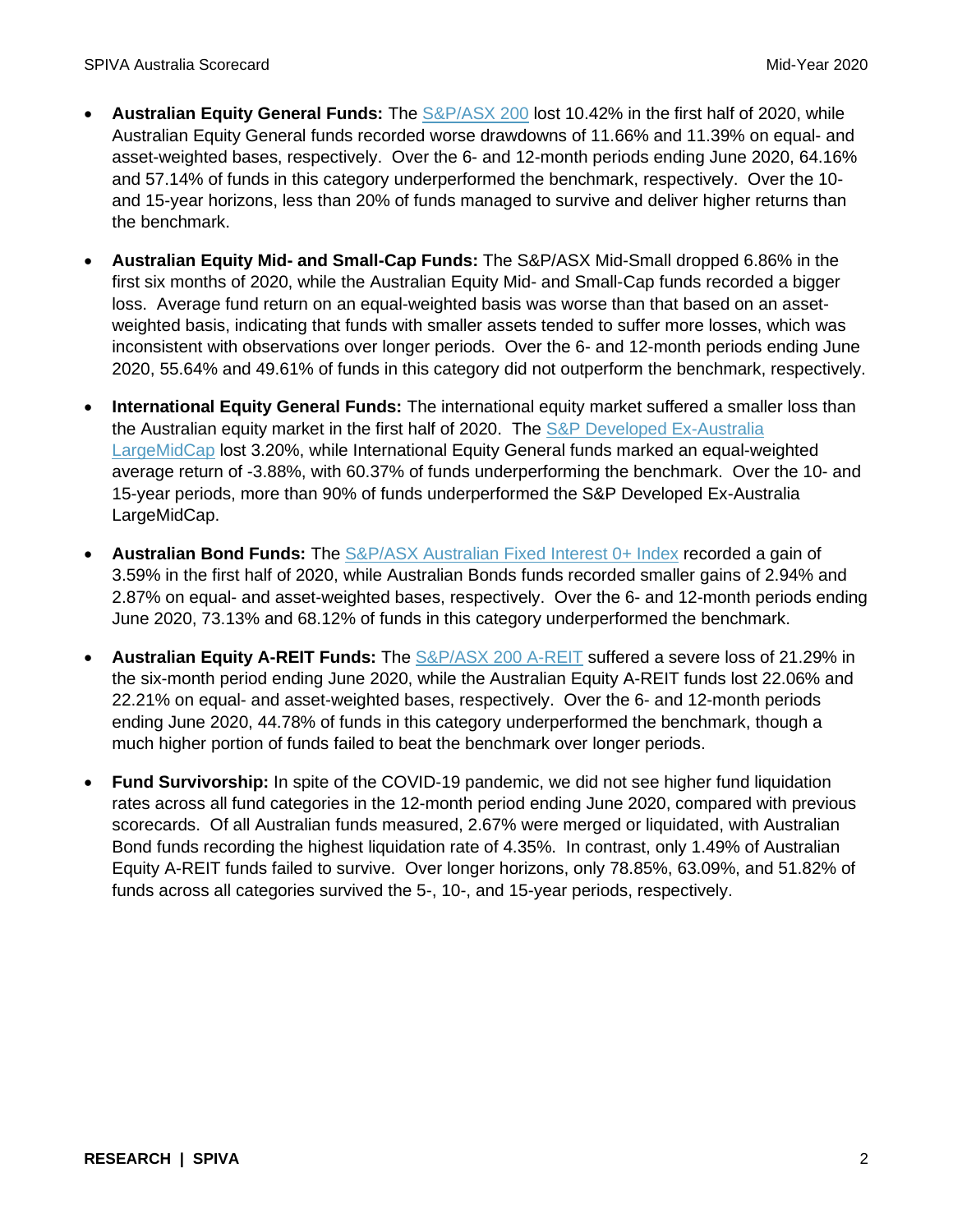- **Australian Equity General Funds:** The S&P/ASX 200 lost 10.42% in the first half of 2020, while Australian Equity General funds recorded worse drawdowns of 11.66% and 11.39% on equal- and asset-weighted bases, respectively. Over the 6- and 12-month periods ending June 2020, 64.16% and 57.14% of funds in this category underperformed the benchmark, respectively. Over the 10- and 15-year horizons, less than 20% of funds managed to survive and deliver higher returns than the benchmark.

- **Australian Equity Mid- and Small-Cap Funds:** The S&P/ASX Mid-Small dropped 6.86% in the first six months of 2020, while the Australian Equity Mid- and Small-Cap funds recorded a bigger loss. Average fund return on an equal-weighted basis was worse than that based on an asset-weighted basis, indicating that funds with smaller assets tended to suffer more losses, which was inconsistent with observations over longer periods. Over the 6- and 12-month periods ending June 2020, 55.64% and 49.61% of funds in this category did not outperform the benchmark, respectively.

- **International Equity General Funds:** The international equity market suffered a smaller loss than the Australian equity market in the first half of 2020. The S&P Developed Ex-Australia LargeMidCap lost 3.20%, while International Equity General funds marked an equal-weighted average return of -3.88%, with 60.37% of funds underperforming the benchmark. Over the 10- and 15-year periods, more than 90% of funds underperformed the S&P Developed Ex-Australia LargeMidCap.

- **Australian Bond Funds:** The S&P/ASX Australian Fixed Interest 0+ Index recorded a gain of 3.59% in the first half of 2020, while Australian Bonds funds recorded smaller gains of 2.94% and 2.87% on equal- and asset-weighted bases, respectively. Over the 6- and 12-month periods ending June 2020, 73.13% and 68.12% of funds in this category underperformed the benchmark.

- **Australian Equity A-REIT Funds:** The S&P/ASX 200 A-REIT suffered a severe loss of 21.29% in the six-month period ending June 2020, while the Australian Equity A-REIT funds lost 22.06% and 22.21% on equal- and asset-weighted bases, respectively. Over the 6- and 12-month periods ending June 2020, 44.78% of funds in this category underperformed the benchmark, though a much higher portion of funds failed to beat the benchmark over longer periods.

- **Fund Survivorship:** In spite of the COVID-19 pandemic, we did not see higher fund liquidation rates across all fund categories in the 12-month period ending June 2020, compared with previous scorecards. Of all Australian funds measured, 2.67% were merged or liquidated, with Australian Bond funds recording the highest liquidation rate of 4.35%. In contrast, only 1.49% of Australian Equity A-REIT funds failed to survive. Over longer horizons, only 78.85%, 63.09%, and 51.82% of funds across all categories survived the 5-, 10-, and 15-year periods, respectively.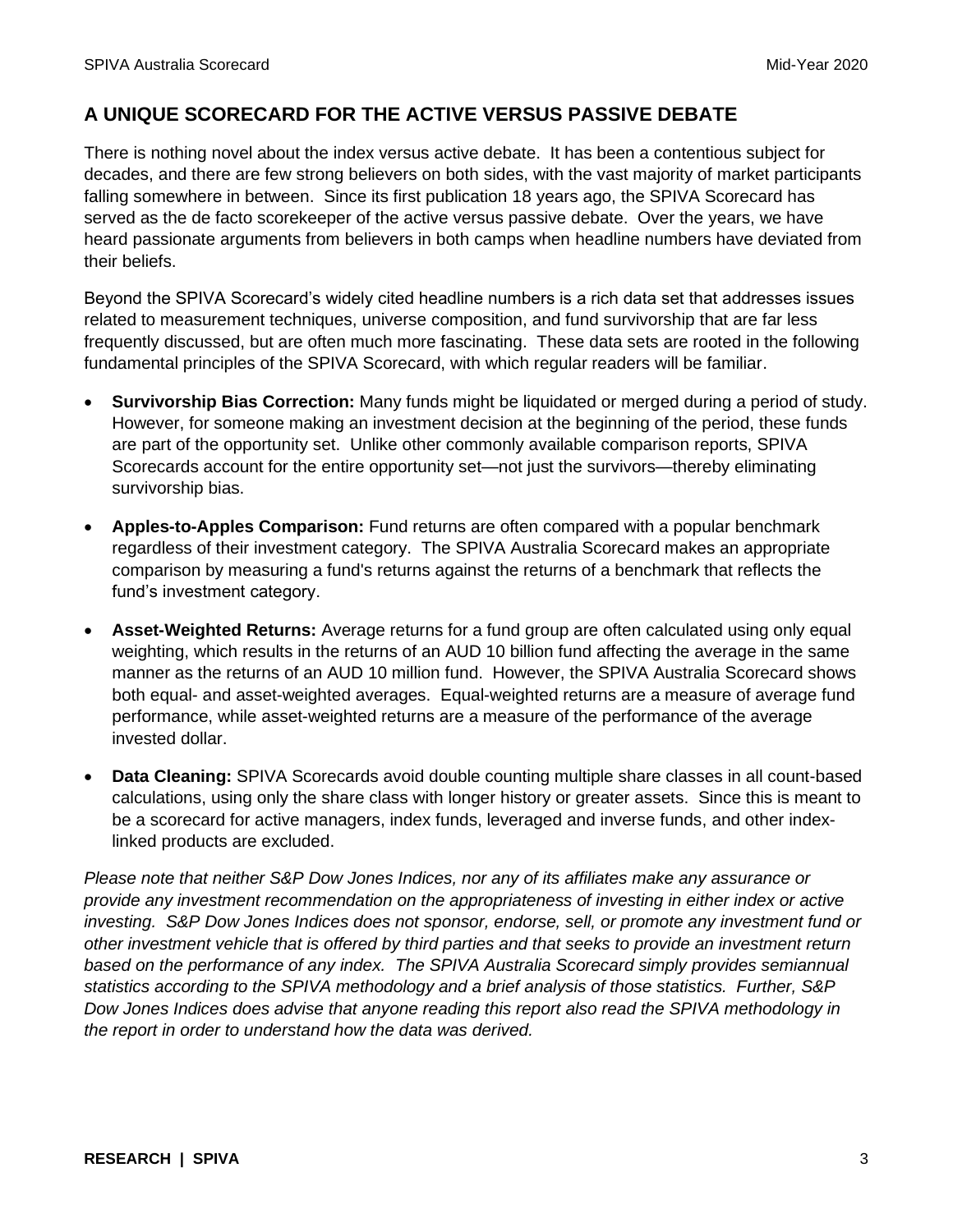## A UNIQUE SCORECARD FOR THE ACTIVE VERSUS PASSIVE DEBATE

There is nothing novel about the index versus active debate. It has been a contentious subject for decades, and there are few strong believers on both sides, with the vast majority of market participants falling somewhere in between. Since its first publication 18 years ago, the SPIVA Scorecard has served as the de facto scorekeeper of the active versus passive debate. Over the years, we have heard passionate arguments from believers in both camps when headline numbers have deviated from their beliefs.

Beyond the SPIVA Scorecard's widely cited headline numbers is a rich data set that addresses issues related to measurement techniques, universe composition, and fund survivorship that are far less frequently discussed, but are often much more fascinating. These data sets are rooted in the following fundamental principles of the SPIVA Scorecard, with which regular readers will be familiar.

- **Survivorship Bias Correction:** Many funds might be liquidated or merged during a period of study. However, for someone making an investment decision at the beginning of the period, these funds are part of the opportunity set. Unlike other commonly available comparison reports, SPIVA Scorecards account for the entire opportunity set—not just the survivors—thereby eliminating survivorship bias.
- **Apples-to-Apples Comparison:** Fund returns are often compared with a popular benchmark regardless of their investment category. The SPIVA Australia Scorecard makes an appropriate comparison by measuring a fund's returns against the returns of a benchmark that reflects the fund's investment category.
- **Asset-Weighted Returns:** Average returns for a fund group are often calculated using only equal weighting, which results in the returns of an AUD 10 billion fund affecting the average in the same manner as the returns of an AUD 10 million fund. However, the SPIVA Australia Scorecard shows both equal- and asset-weighted averages. Equal-weighted returns are a measure of average fund performance, while asset-weighted returns are a measure of the performance of the average invested dollar.
- **Data Cleaning:** SPIVA Scorecards avoid double counting multiple share classes in all count-based calculations, using only the share class with longer history or greater assets. Since this is meant to be a scorecard for active managers, index funds, leveraged and inverse funds, and other index-linked products are excluded.

*Please note that neither S&P Dow Jones Indices, nor any of its affiliates make any assurance or provide any investment recommendation on the appropriateness of investing in either index or active investing. S&P Dow Jones Indices does not sponsor, endorse, sell, or promote any investment fund or other investment vehicle that is offered by third parties and that seeks to provide an investment return based on the performance of any index. The SPIVA Australia Scorecard simply provides semiannual statistics according to the SPIVA methodology and a brief analysis of those statistics. Further, S&P Dow Jones Indices does advise that anyone reading this report also read the SPIVA methodology in the report in order to understand how the data was derived.*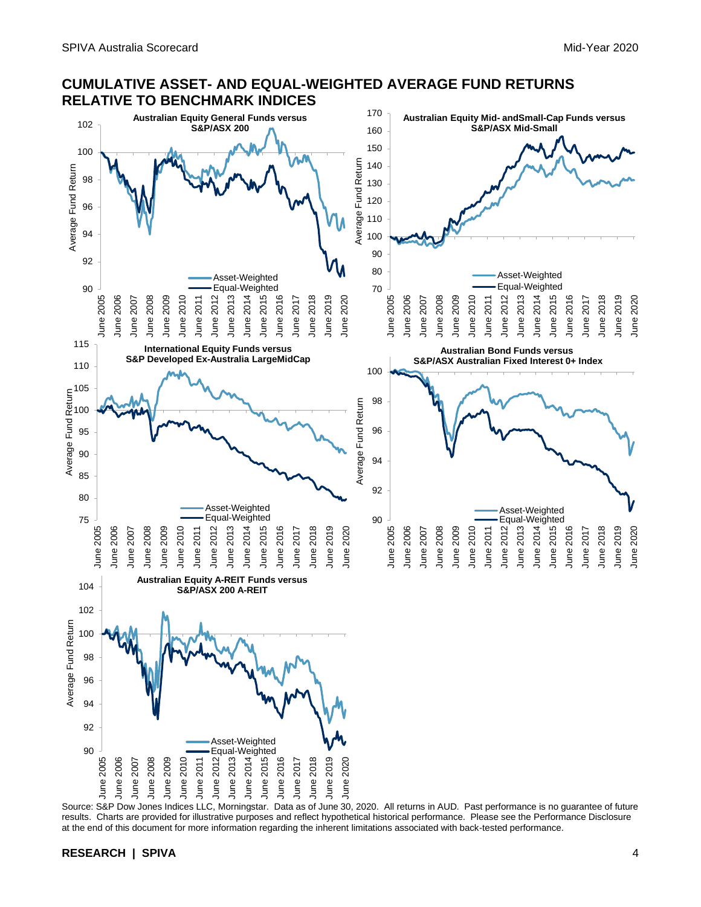## CUMULATIVE ASSET- AND EQUAL-WEIGHTED AVERAGE FUND RETURNS RELATIVE TO BENCHMARK INDICES

**Australian Equity General Funds versus S&P/ASX 200**

**Australian Equity Mid- andSmall-Cap Funds versus S&P/ASX Mid-Small**

**International Equity Funds versus S&P Developed Ex-Australia LargeMidCap**

**Australian Bond Funds versus S&P/ASX Australian Fixed Interest 0+ Index**

**Australian Equity A-REIT Funds versus S&P/ASX 200 A-REIT**

Source: S&P Dow Jones Indices LLC, Morningstar. Data as of June 30, 2020. All returns in AUD. Past performance is no guarantee of future results. Charts are provided for illustrative purposes and reflect hypothetical historical performance. Please see the Performance Disclosure at the end of this document for more information regarding the inherent limitations associated with back-tested performance.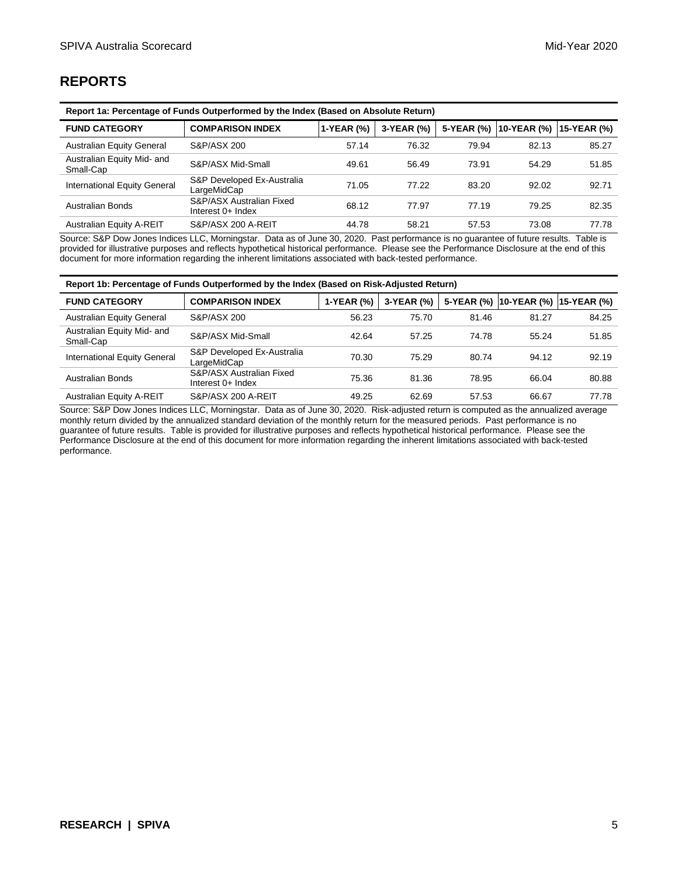## REPORTS

**Report 1a: Percentage of Funds Outperformed by the Index (Based on Absolute Return)**

| FUND CATEGORY | COMPARISON INDEX | 1-YEAR (%) | 3-YEAR (%) | 5-YEAR (%) | 10-YEAR (%) | 15-YEAR (%) |
|---|---|---|---|---|---|---|
| Australian Equity General | S&P/ASX 200 | 57.14 | 76.32 | 79.94 | 82.13 | 85.27 |
| Australian Equity Mid- and Small-Cap | S&P/ASX Mid-Small | 49.61 | 56.49 | 73.91 | 54.29 | 51.85 |
| International Equity General | S&P Developed Ex-Australia LargeMidCap | 71.05 | 77.22 | 83.20 | 92.02 | 92.71 |
| Australian Bonds | S&P/ASX Australian Fixed Interest 0+ Index | 68.12 | 77.97 | 77.19 | 79.25 | 82.35 |
| Australian Equity A-REIT | S&P/ASX 200 A-REIT | 44.78 | 58.21 | 57.53 | 73.08 | 77.78 |

Source: S&P Dow Jones Indices LLC, Morningstar. Data as of June 30, 2020. Past performance is no guarantee of future results. Table is provided for illustrative purposes and reflects hypothetical historical performance. Please see the Performance Disclosure at the end of this document for more information regarding the inherent limitations associated with back-tested performance.

**Report 1b: Percentage of Funds Outperformed by the Index (Based on Risk-Adjusted Return)**

| FUND CATEGORY | COMPARISON INDEX | 1-YEAR (%) | 3-YEAR (%) | 5-YEAR (%) | 10-YEAR (%) | 15-YEAR (%) |
|---|---|---|---|---|---|---|
| Australian Equity General | S&P/ASX 200 | 56.23 | 75.70 | 81.46 | 81.27 | 84.25 |
| Australian Equity Mid- and Small-Cap | S&P/ASX Mid-Small | 42.64 | 57.25 | 74.78 | 55.24 | 51.85 |
| International Equity General | S&P Developed Ex-Australia LargeMidCap | 70.30 | 75.29 | 80.74 | 94.12 | 92.19 |
| Australian Bonds | S&P/ASX Australian Fixed Interest 0+ Index | 75.36 | 81.36 | 78.95 | 66.04 | 80.88 |
| Australian Equity A-REIT | S&P/ASX 200 A-REIT | 49.25 | 62.69 | 57.53 | 66.67 | 77.78 |

Source: S&P Dow Jones Indices LLC, Morningstar. Data as of June 30, 2020. Risk-adjusted return is computed as the annualized average monthly return divided by the annualized standard deviation of the monthly return for the measured periods. Past performance is no guarantee of future results. Table is provided for illustrative purposes and reflects hypothetical historical performance. Please see the Performance Disclosure at the end of this document for more information regarding the inherent limitations associated with back-tested performance.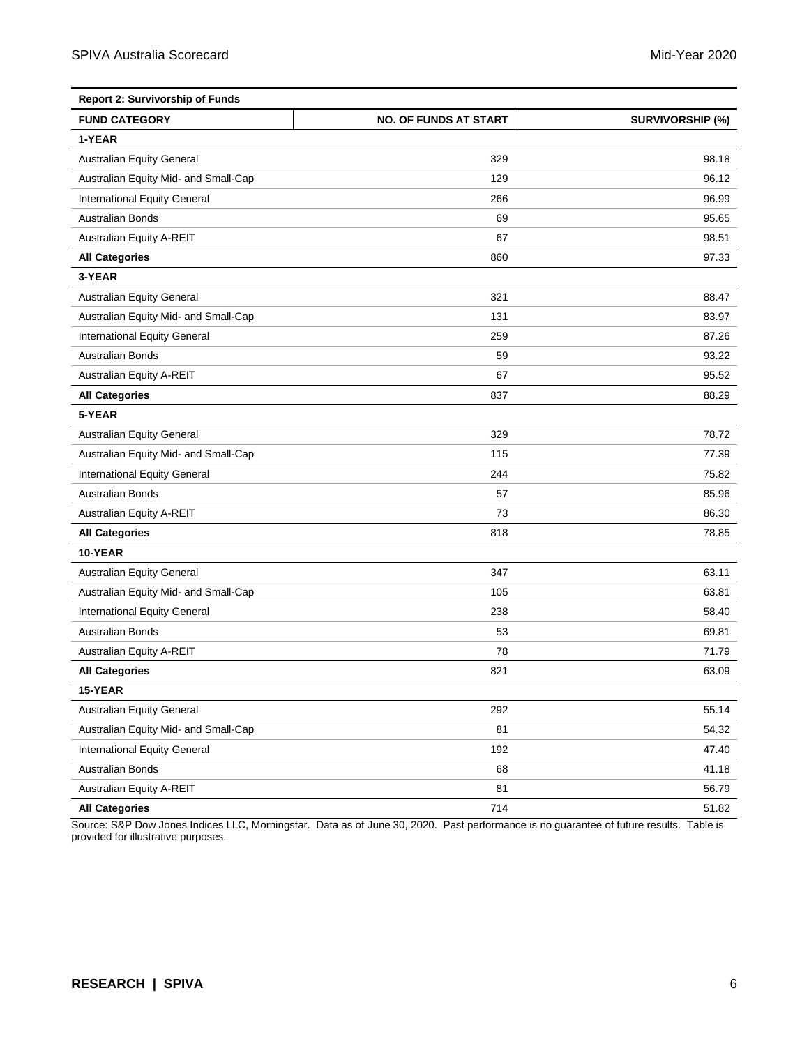**Report 2: Survivorship of Funds**

| FUND CATEGORY | NO. OF FUNDS AT START | SURVIVORSHIP (%) |
|---|---|---|
| **1-YEAR** | | |
| Australian Equity General | 329 | 98.18 |
| Australian Equity Mid- and Small-Cap | 129 | 96.12 |
| International Equity General | 266 | 96.99 |
| Australian Bonds | 69 | 95.65 |
| Australian Equity A-REIT | 67 | 98.51 |
| **All Categories** | 860 | 97.33 |
| **3-YEAR** | | |
| Australian Equity General | 321 | 88.47 |
| Australian Equity Mid- and Small-Cap | 131 | 83.97 |
| International Equity General | 259 | 87.26 |
| Australian Bonds | 59 | 93.22 |
| Australian Equity A-REIT | 67 | 95.52 |
| **All Categories** | 837 | 88.29 |
| **5-YEAR** | | |
| Australian Equity General | 329 | 78.72 |
| Australian Equity Mid- and Small-Cap | 115 | 77.39 |
| International Equity General | 244 | 75.82 |
| Australian Bonds | 57 | 85.96 |
| Australian Equity A-REIT | 73 | 86.30 |
| **All Categories** | 818 | 78.85 |
| **10-YEAR** | | |
| Australian Equity General | 347 | 63.11 |
| Australian Equity Mid- and Small-Cap | 105 | 63.81 |
| International Equity General | 238 | 58.40 |
| Australian Bonds | 53 | 69.81 |
| Australian Equity A-REIT | 78 | 71.79 |
| **All Categories** | 821 | 63.09 |
| **15-YEAR** | | |
| Australian Equity General | 292 | 55.14 |
| Australian Equity Mid- and Small-Cap | 81 | 54.32 |
| International Equity General | 192 | 47.40 |
| Australian Bonds | 68 | 41.18 |
| Australian Equity A-REIT | 81 | 56.79 |
| **All Categories** | 714 | 51.82 |

Source: S&P Dow Jones Indices LLC, Morningstar. Data as of June 30, 2020. Past performance is no guarantee of future results. Table is provided for illustrative purposes.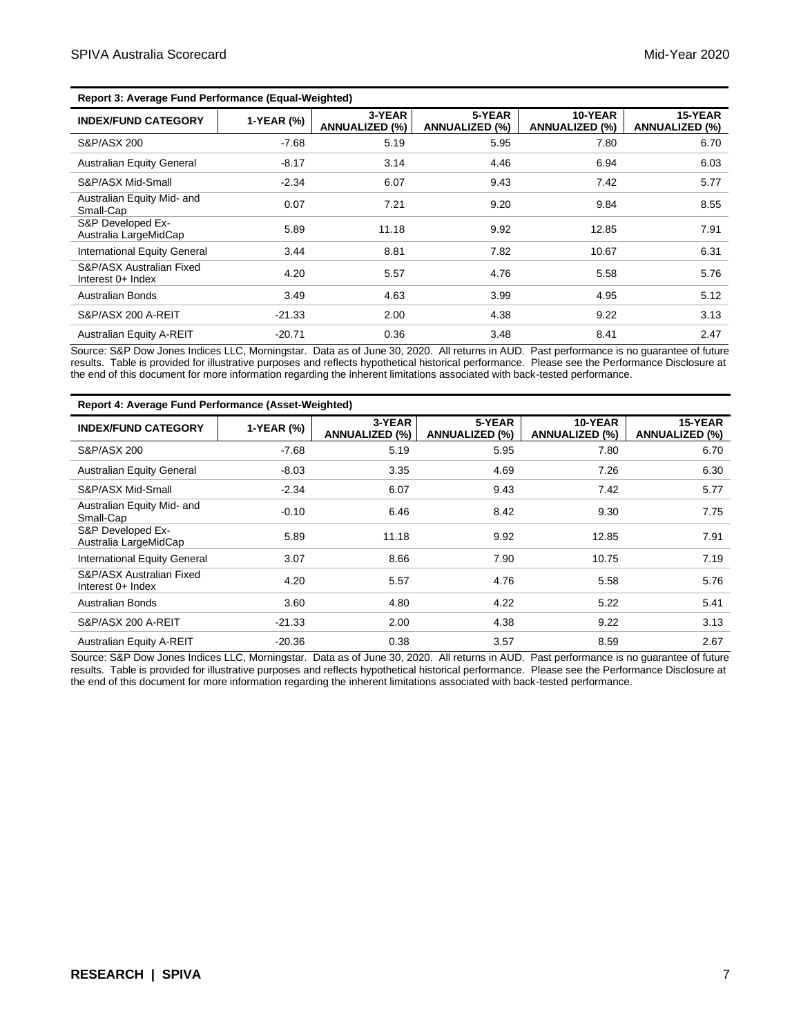**Report 3: Average Fund Performance (Equal-Weighted)**

| INDEX/FUND CATEGORY | 1-YEAR (%) | 3-YEAR ANNUALIZED (%) | 5-YEAR ANNUALIZED (%) | 10-YEAR ANNUALIZED (%) | 15-YEAR ANNUALIZED (%) |
|---|---|---|---|---|---|
| S&P/ASX 200 | -7.68 | 5.19 | 5.95 | 7.80 | 6.70 |
| Australian Equity General | -8.17 | 3.14 | 4.46 | 6.94 | 6.03 |
| S&P/ASX Mid-Small | -2.34 | 6.07 | 9.43 | 7.42 | 5.77 |
| Australian Equity Mid- and Small-Cap | 0.07 | 7.21 | 9.20 | 9.84 | 8.55 |
| S&P Developed Ex-Australia LargeMidCap | 5.89 | 11.18 | 9.92 | 12.85 | 7.91 |
| International Equity General | 3.44 | 8.81 | 7.82 | 10.67 | 6.31 |
| S&P/ASX Australian Fixed Interest 0+ Index | 4.20 | 5.57 | 4.76 | 5.58 | 5.76 |
| Australian Bonds | 3.49 | 4.63 | 3.99 | 4.95 | 5.12 |
| S&P/ASX 200 A-REIT | -21.33 | 2.00 | 4.38 | 9.22 | 3.13 |
| Australian Equity A-REIT | -20.71 | 0.36 | 3.48 | 8.41 | 2.47 |

Source: S&P Dow Jones Indices LLC, Morningstar. Data as of June 30, 2020. All returns in AUD. Past performance is no guarantee of future results. Table is provided for illustrative purposes and reflects hypothetical historical performance. Please see the Performance Disclosure at the end of this document for more information regarding the inherent limitations associated with back-tested performance.

**Report 4: Average Fund Performance (Asset-Weighted)**

| INDEX/FUND CATEGORY | 1-YEAR (%) | 3-YEAR ANNUALIZED (%) | 5-YEAR ANNUALIZED (%) | 10-YEAR ANNUALIZED (%) | 15-YEAR ANNUALIZED (%) |
|---|---|---|---|---|---|
| S&P/ASX 200 | -7.68 | 5.19 | 5.95 | 7.80 | 6.70 |
| Australian Equity General | -8.03 | 3.35 | 4.69 | 7.26 | 6.30 |
| S&P/ASX Mid-Small | -2.34 | 6.07 | 9.43 | 7.42 | 5.77 |
| Australian Equity Mid- and Small-Cap | -0.10 | 6.46 | 8.42 | 9.30 | 7.75 |
| S&P Developed Ex-Australia LargeMidCap | 5.89 | 11.18 | 9.92 | 12.85 | 7.91 |
| International Equity General | 3.07 | 8.66 | 7.90 | 10.75 | 7.19 |
| S&P/ASX Australian Fixed Interest 0+ Index | 4.20 | 5.57 | 4.76 | 5.58 | 5.76 |
| Australian Bonds | 3.60 | 4.80 | 4.22 | 5.22 | 5.41 |
| S&P/ASX 200 A-REIT | -21.33 | 2.00 | 4.38 | 9.22 | 3.13 |
| Australian Equity A-REIT | -20.36 | 0.38 | 3.57 | 8.59 | 2.67 |

Source: S&P Dow Jones Indices LLC, Morningstar. Data as of June 30, 2020. All returns in AUD. Past performance is no guarantee of future results. Table is provided for illustrative purposes and reflects hypothetical historical performance. Please see the Performance Disclosure at the end of this document for more information regarding the inherent limitations associated with back-tested performance.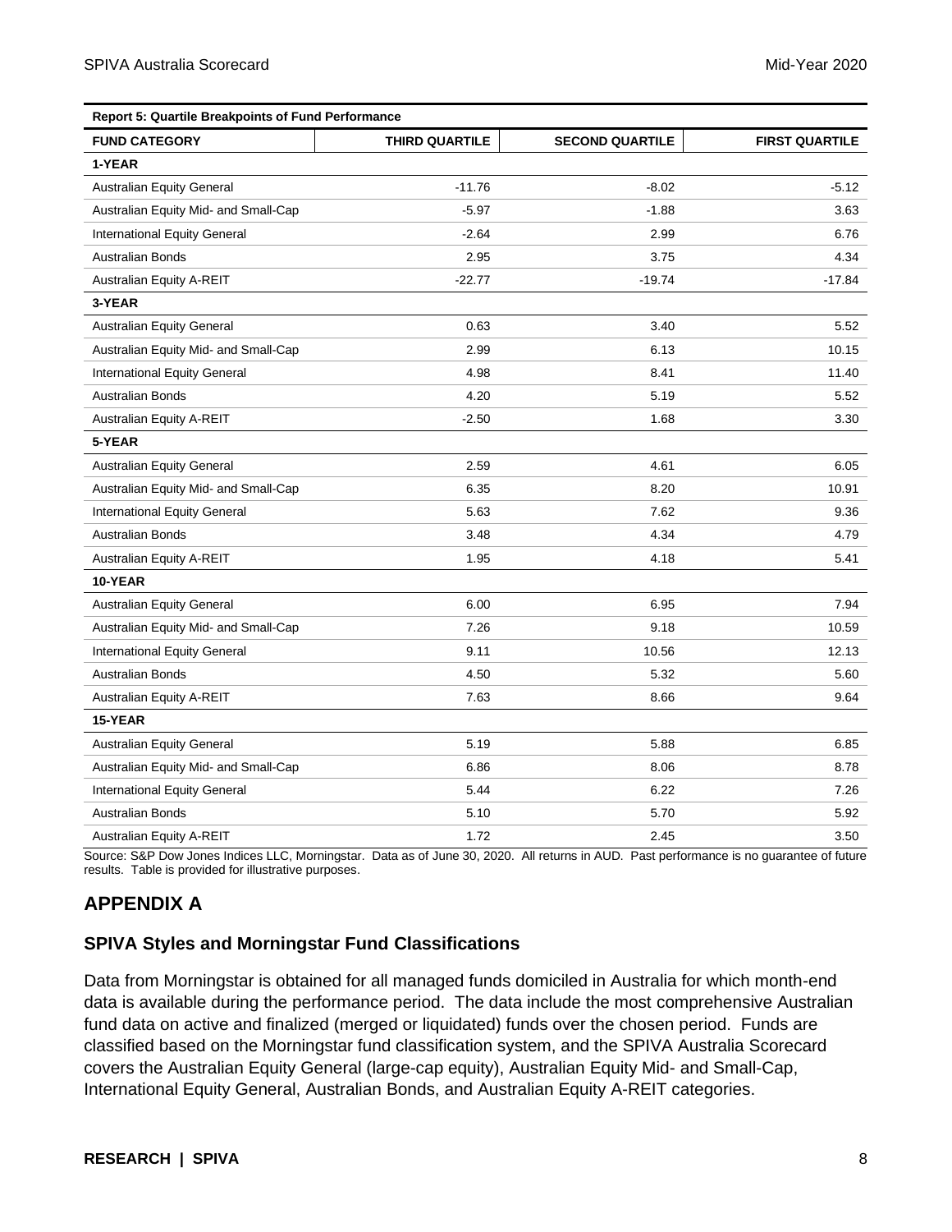**Report 5: Quartile Breakpoints of Fund Performance**

| FUND CATEGORY | THIRD QUARTILE | SECOND QUARTILE | FIRST QUARTILE |
|---|---|---|---|
| **1-YEAR** | | | |
| Australian Equity General | -11.76 | -8.02 | -5.12 |
| Australian Equity Mid- and Small-Cap | -5.97 | -1.88 | 3.63 |
| International Equity General | -2.64 | 2.99 | 6.76 |
| Australian Bonds | 2.95 | 3.75 | 4.34 |
| Australian Equity A-REIT | -22.77 | -19.74 | -17.84 |
| **3-YEAR** | | | |
| Australian Equity General | 0.63 | 3.40 | 5.52 |
| Australian Equity Mid- and Small-Cap | 2.99 | 6.13 | 10.15 |
| International Equity General | 4.98 | 8.41 | 11.40 |
| Australian Bonds | 4.20 | 5.19 | 5.52 |
| Australian Equity A-REIT | -2.50 | 1.68 | 3.30 |
| **5-YEAR** | | | |
| Australian Equity General | 2.59 | 4.61 | 6.05 |
| Australian Equity Mid- and Small-Cap | 6.35 | 8.20 | 10.91 |
| International Equity General | 5.63 | 7.62 | 9.36 |
| Australian Bonds | 3.48 | 4.34 | 4.79 |
| Australian Equity A-REIT | 1.95 | 4.18 | 5.41 |
| **10-YEAR** | | | |
| Australian Equity General | 6.00 | 6.95 | 7.94 |
| Australian Equity Mid- and Small-Cap | 7.26 | 9.18 | 10.59 |
| International Equity General | 9.11 | 10.56 | 12.13 |
| Australian Bonds | 4.50 | 5.32 | 5.60 |
| Australian Equity A-REIT | 7.63 | 8.66 | 9.64 |
| **15-YEAR** | | | |
| Australian Equity General | 5.19 | 5.88 | 6.85 |
| Australian Equity Mid- and Small-Cap | 6.86 | 8.06 | 8.78 |
| International Equity General | 5.44 | 6.22 | 7.26 |
| Australian Bonds | 5.10 | 5.70 | 5.92 |
| Australian Equity A-REIT | 1.72 | 2.45 | 3.50 |

Source: S&P Dow Jones Indices LLC, Morningstar. Data as of June 30, 2020. All returns in AUD. Past performance is no guarantee of future results. Table is provided for illustrative purposes.

## APPENDIX A

### SPIVA Styles and Morningstar Fund Classifications

Data from Morningstar is obtained for all managed funds domiciled in Australia for which month-end data is available during the performance period. The data include the most comprehensive Australian fund data on active and finalized (merged or liquidated) funds over the chosen period. Funds are classified based on the Morningstar fund classification system, and the SPIVA Australia Scorecard covers the Australian Equity General (large-cap equity), Australian Equity Mid- and Small-Cap, International Equity General, Australian Bonds, and Australian Equity A-REIT categories.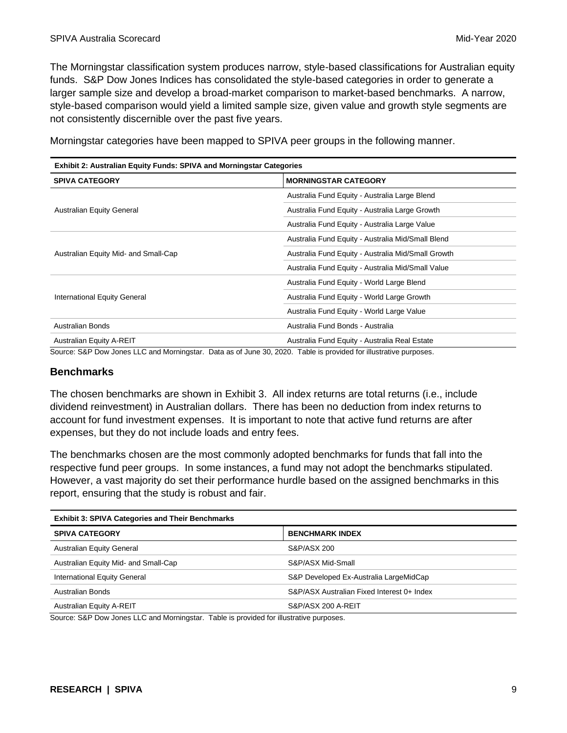The Morningstar classification system produces narrow, style-based classifications for Australian equity funds. S&P Dow Jones Indices has consolidated the style-based categories in order to generate a larger sample size and develop a broad-market comparison to market-based benchmarks. A narrow, style-based comparison would yield a limited sample size, given value and growth style segments are not consistently discernible over the past five years.

Morningstar categories have been mapped to SPIVA peer groups in the following manner.

**Exhibit 2: Australian Equity Funds: SPIVA and Morningstar Categories**

| SPIVA CATEGORY | MORNINGSTAR CATEGORY |
|---|---|
| Australian Equity General | Australia Fund Equity - Australia Large Blend |
| | Australia Fund Equity - Australia Large Growth |
| | Australia Fund Equity - Australia Large Value |
| Australian Equity Mid- and Small-Cap | Australia Fund Equity - Australia Mid/Small Blend |
| | Australia Fund Equity - Australia Mid/Small Growth |
| | Australia Fund Equity - Australia Mid/Small Value |
| International Equity General | Australia Fund Equity - World Large Blend |
| | Australia Fund Equity - World Large Growth |
| | Australia Fund Equity - World Large Value |
| Australian Bonds | Australia Fund Bonds - Australia |
| Australian Equity A-REIT | Australia Fund Equity - Australia Real Estate |

Source: S&P Dow Jones LLC and Morningstar. Data as of June 30, 2020. Table is provided for illustrative purposes.

## Benchmarks

The chosen benchmarks are shown in Exhibit 3. All index returns are total returns (i.e., include dividend reinvestment) in Australian dollars. There has been no deduction from index returns to account for fund investment expenses. It is important to note that active fund returns are after expenses, but they do not include loads and entry fees.

The benchmarks chosen are the most commonly adopted benchmarks for funds that fall into the respective fund peer groups. In some instances, a fund may not adopt the benchmarks stipulated. However, a vast majority do set their performance hurdle based on the assigned benchmarks in this report, ensuring that the study is robust and fair.

**Exhibit 3: SPIVA Categories and Their Benchmarks**

| SPIVA CATEGORY | BENCHMARK INDEX |
|---|---|
| Australian Equity General | S&P/ASX 200 |
| Australian Equity Mid- and Small-Cap | S&P/ASX Mid-Small |
| International Equity General | S&P Developed Ex-Australia LargeMidCap |
| Australian Bonds | S&P/ASX Australian Fixed Interest 0+ Index |
| Australian Equity A-REIT | S&P/ASX 200 A-REIT |

Source: S&P Dow Jones LLC and Morningstar. Table is provided for illustrative purposes.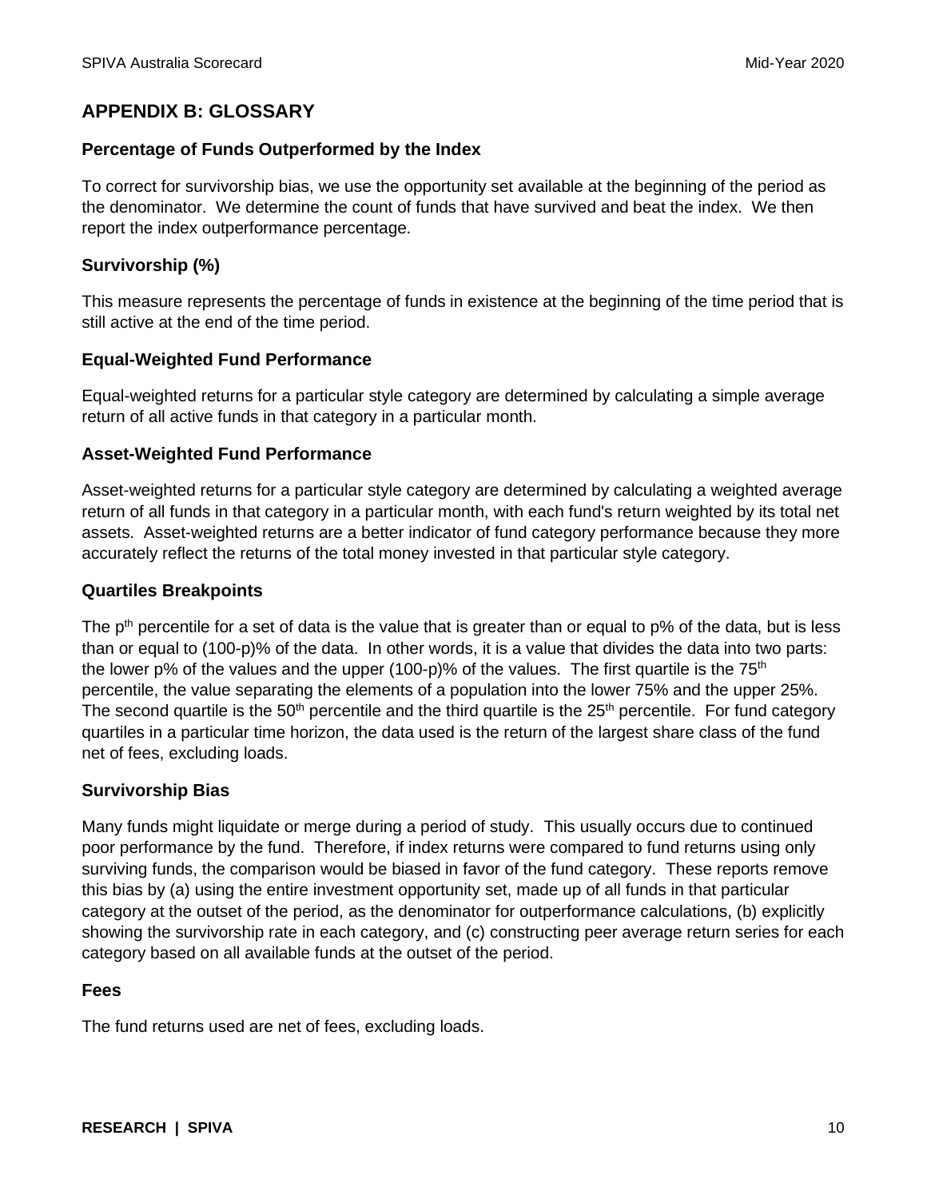## APPENDIX B: GLOSSARY

### Percentage of Funds Outperformed by the Index

To correct for survivorship bias, we use the opportunity set available at the beginning of the period as the denominator. We determine the count of funds that have survived and beat the index. We then report the index outperformance percentage.

### Survivorship (%)

This measure represents the percentage of funds in existence at the beginning of the time period that is still active at the end of the time period.

### Equal-Weighted Fund Performance

Equal-weighted returns for a particular style category are determined by calculating a simple average return of all active funds in that category in a particular month.

### Asset-Weighted Fund Performance

Asset-weighted returns for a particular style category are determined by calculating a weighted average return of all funds in that category in a particular month, with each fund's return weighted by its total net assets. Asset-weighted returns are a better indicator of fund category performance because they more accurately reflect the returns of the total money invested in that particular style category.

### Quartiles Breakpoints

The $p^{th}$ percentile for a set of data is the value that is greater than or equal to p% of the data, but is less than or equal to (100-p)% of the data. In other words, it is a value that divides the data into two parts: the lower p% of the values and the upper (100-p)% of the values. The first quartile is the $75^{th}$ percentile, the value separating the elements of a population into the lower 75% and the upper 25%. The second quartile is the $50^{th}$ percentile and the third quartile is the $25^{th}$ percentile. For fund category quartiles in a particular time horizon, the data used is the return of the largest share class of the fund net of fees, excluding loads.

### Survivorship Bias

Many funds might liquidate or merge during a period of study. This usually occurs due to continued poor performance by the fund. Therefore, if index returns were compared to fund returns using only surviving funds, the comparison would be biased in favor of the fund category. These reports remove this bias by (a) using the entire investment opportunity set, made up of all funds in that particular category at the outset of the period, as the denominator for outperformance calculations, (b) explicitly showing the survivorship rate in each category, and (c) constructing peer average return series for each category based on all available funds at the outset of the period.

### Fees

The fund returns used are net of fees, excluding loads.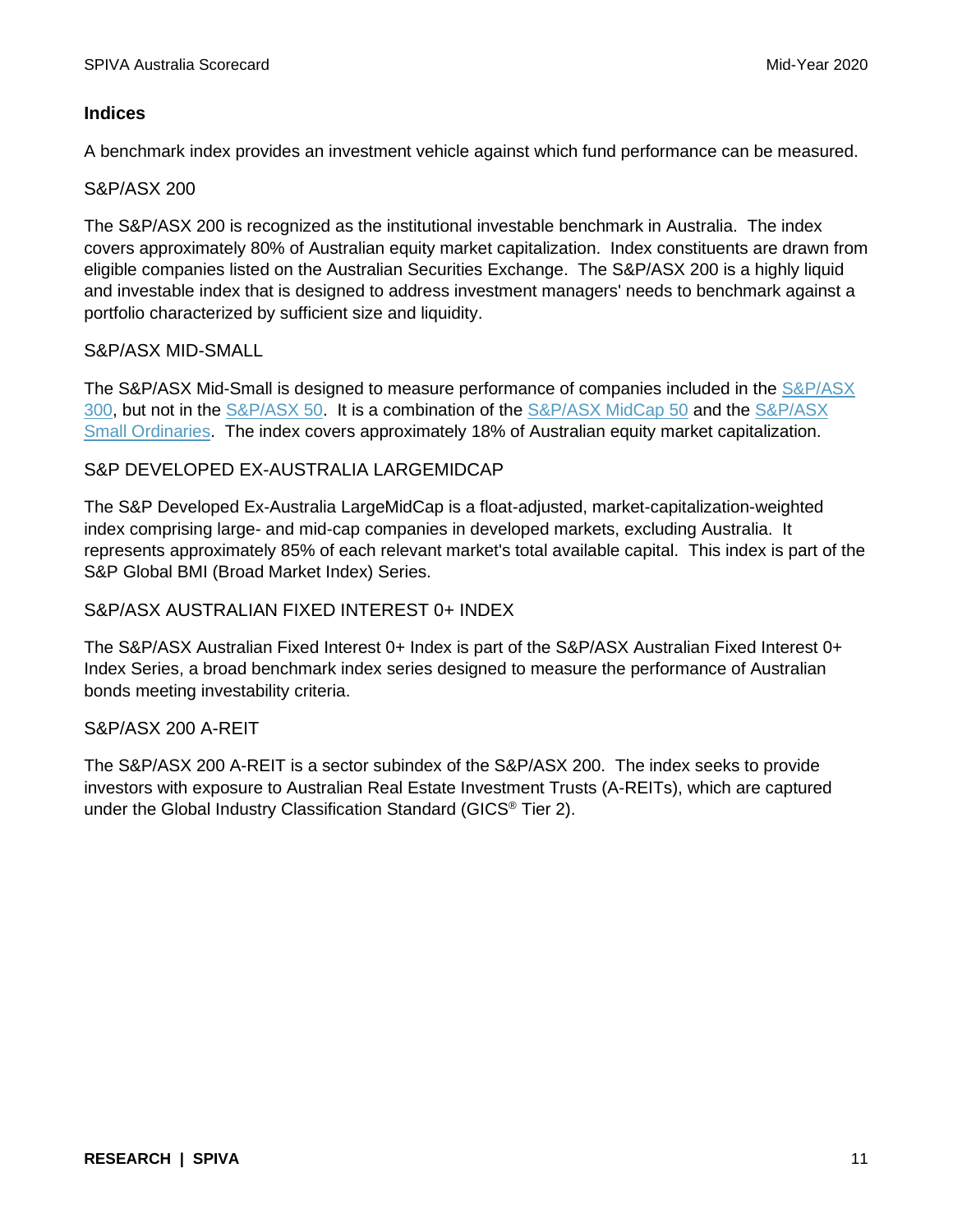### Indices

A benchmark index provides an investment vehicle against which fund performance can be measured.

#### S&P/ASX 200

The S&P/ASX 200 is recognized as the institutional investable benchmark in Australia. The index covers approximately 80% of Australian equity market capitalization. Index constituents are drawn from eligible companies listed on the Australian Securities Exchange. The S&P/ASX 200 is a highly liquid and investable index that is designed to address investment managers' needs to benchmark against a portfolio characterized by sufficient size and liquidity.

#### S&P/ASX MID-SMALL

The S&P/ASX Mid-Small is designed to measure performance of companies included in the S&P/ASX 300, but not in the S&P/ASX 50. It is a combination of the S&P/ASX MidCap 50 and the S&P/ASX Small Ordinaries. The index covers approximately 18% of Australian equity market capitalization.

#### S&P DEVELOPED EX-AUSTRALIA LARGEMIDCAP

The S&P Developed Ex-Australia LargeMidCap is a float-adjusted, market-capitalization-weighted index comprising large- and mid-cap companies in developed markets, excluding Australia. It represents approximately 85% of each relevant market's total available capital. This index is part of the S&P Global BMI (Broad Market Index) Series.

#### S&P/ASX AUSTRALIAN FIXED INTEREST 0+ INDEX

The S&P/ASX Australian Fixed Interest 0+ Index is part of the S&P/ASX Australian Fixed Interest 0+ Index Series, a broad benchmark index series designed to measure the performance of Australian bonds meeting investability criteria.

#### S&P/ASX 200 A-REIT

The S&P/ASX 200 A-REIT is a sector subindex of the S&P/ASX 200. The index seeks to provide investors with exposure to Australian Real Estate Investment Trusts (A-REITs), which are captured under the Global Industry Classification Standard (GICS® Tier 2).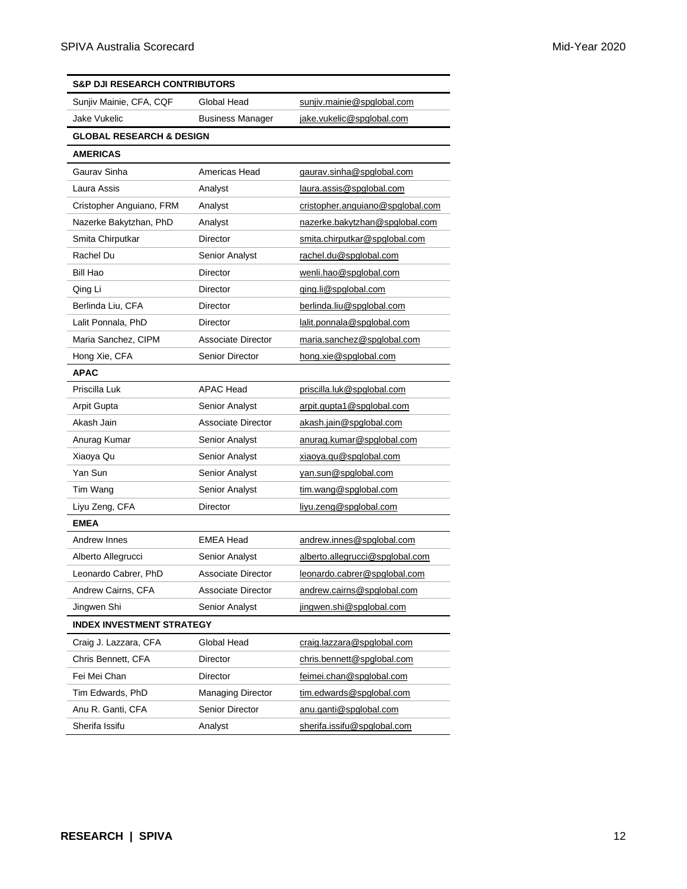| S&P DJI RESEARCH CONTRIBUTORS | | |
|---|---|---|
| Sunjiv Mainie, CFA, CQF | Global Head | sunjiv.mainie@spglobal.com |
| Jake Vukelic | Business Manager | jake.vukelic@spglobal.com |
| **GLOBAL RESEARCH & DESIGN** | | |
| **AMERICAS** | | |
| Gaurav Sinha | Americas Head | gaurav.sinha@spglobal.com |
| Laura Assis | Analyst | laura.assis@spglobal.com |
| Cristopher Anguiano, FRM | Analyst | cristopher.anguiano@spglobal.com |
| Nazerke Bakytzhan, PhD | Analyst | nazerke.bakytzhan@spglobal.com |
| Smita Chirputkar | Director | smita.chirputkar@spglobal.com |
| Rachel Du | Senior Analyst | rachel.du@spglobal.com |
| Bill Hao | Director | wenli.hao@spglobal.com |
| Qing Li | Director | qing.li@spglobal.com |
| Berlinda Liu, CFA | Director | berlinda.liu@spglobal.com |
| Lalit Ponnala, PhD | Director | lalit.ponnala@spglobal.com |
| Maria Sanchez, CIPM | Associate Director | maria.sanchez@spglobal.com |
| Hong Xie, CFA | Senior Director | hong.xie@spglobal.com |
| **APAC** | | |
| Priscilla Luk | APAC Head | priscilla.luk@spglobal.com |
| Arpit Gupta | Senior Analyst | arpit.gupta1@spglobal.com |
| Akash Jain | Associate Director | akash.jain@spglobal.com |
| Anurag Kumar | Senior Analyst | anurag.kumar@spglobal.com |
| Xiaoya Qu | Senior Analyst | xiaoya.qu@spglobal.com |
| Yan Sun | Senior Analyst | yan.sun@spglobal.com |
| Tim Wang | Senior Analyst | tim.wang@spglobal.com |
| Liyu Zeng, CFA | Director | liyu.zeng@spglobal.com |
| **EMEA** | | |
| Andrew Innes | EMEA Head | andrew.innes@spglobal.com |
| Alberto Allegrucci | Senior Analyst | alberto.allegrucci@spglobal.com |
| Leonardo Cabrer, PhD | Associate Director | leonardo.cabrer@spglobal.com |
| Andrew Cairns, CFA | Associate Director | andrew.cairns@spglobal.com |
| Jingwen Shi | Senior Analyst | jingwen.shi@spglobal.com |
| **INDEX INVESTMENT STRATEGY** | | |
| Craig J. Lazzara, CFA | Global Head | craig.lazzara@spglobal.com |
| Chris Bennett, CFA | Director | chris.bennett@spglobal.com |
| Fei Mei Chan | Director | feimei.chan@spglobal.com |
| Tim Edwards, PhD | Managing Director | tim.edwards@spglobal.com |
| Anu R. Ganti, CFA | Senior Director | anu.ganti@spglobal.com |
| Sherifa Issifu | Analyst | sherifa.issifu@spglobal.com |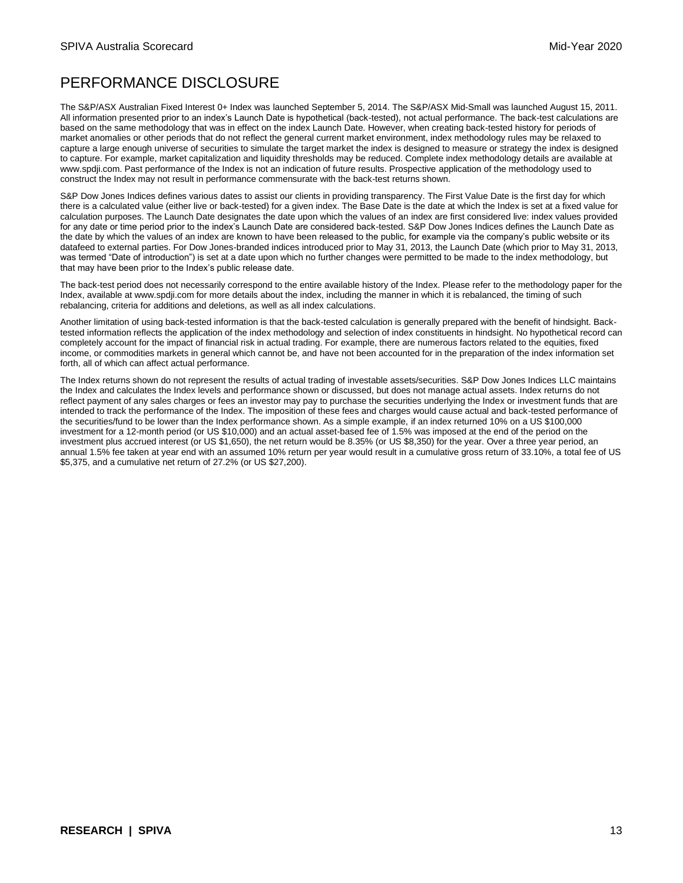# PERFORMANCE DISCLOSURE

The S&P/ASX Australian Fixed Interest 0+ Index was launched September 5, 2014. The S&P/ASX Mid-Small was launched August 15, 2011. All information presented prior to an index's Launch Date is hypothetical (back-tested), not actual performance. The back-test calculations are based on the same methodology that was in effect on the index Launch Date. However, when creating back-tested history for periods of market anomalies or other periods that do not reflect the general current market environment, index methodology rules may be relaxed to capture a large enough universe of securities to simulate the target market the index is designed to measure or strategy the index is designed to capture. For example, market capitalization and liquidity thresholds may be reduced. Complete index methodology details are available at www.spdji.com. Past performance of the Index is not an indication of future results. Prospective application of the methodology used to construct the Index may not result in performance commensurate with the back-test returns shown.

S&P Dow Jones Indices defines various dates to assist our clients in providing transparency. The First Value Date is the first day for which there is a calculated value (either live or back-tested) for a given index. The Base Date is the date at which the Index is set at a fixed value for calculation purposes. The Launch Date designates the date upon which the values of an index are first considered live: index values provided for any date or time period prior to the index's Launch Date are considered back-tested. S&P Dow Jones Indices defines the Launch Date as the date by which the values of an index are known to have been released to the public, for example via the company's public website or its datafeed to external parties. For Dow Jones-branded indices introduced prior to May 31, 2013, the Launch Date (which prior to May 31, 2013, was termed "Date of introduction") is set at a date upon which no further changes were permitted to be made to the index methodology, but that may have been prior to the Index's public release date.

The back-test period does not necessarily correspond to the entire available history of the Index. Please refer to the methodology paper for the Index, available at www.spdji.com for more details about the index, including the manner in which it is rebalanced, the timing of such rebalancing, criteria for additions and deletions, as well as all index calculations.

Another limitation of using back-tested information is that the back-tested calculation is generally prepared with the benefit of hindsight. Back-tested information reflects the application of the index methodology and selection of index constituents in hindsight. No hypothetical record can completely account for the impact of financial risk in actual trading. For example, there are numerous factors related to the equities, fixed income, or commodities markets in general which cannot be, and have not been accounted for in the preparation of the index information set forth, all of which can affect actual performance.

The Index returns shown do not represent the results of actual trading of investable assets/securities. S&P Dow Jones Indices LLC maintains the Index and calculates the Index levels and performance shown or discussed, but does not manage actual assets. Index returns do not reflect payment of any sales charges or fees an investor may pay to purchase the securities underlying the Index or investment funds that are intended to track the performance of the Index. The imposition of these fees and charges would cause actual and back-tested performance of the securities/fund to be lower than the Index performance shown. As a simple example, if an index returned 10% on a US $100,000 investment for a 12-month period (or US $10,000) and an actual asset-based fee of 1.5% was imposed at the end of the period on the investment plus accrued interest (or US $1,650), the net return would be 8.35% (or US $8,350) for the year. Over a three year period, an annual 1.5% fee taken at year end with an assumed 10% return per year would result in a cumulative gross return of 33.10%, a total fee of US $5,375, and a cumulative net return of 27.2% (or US $27,200).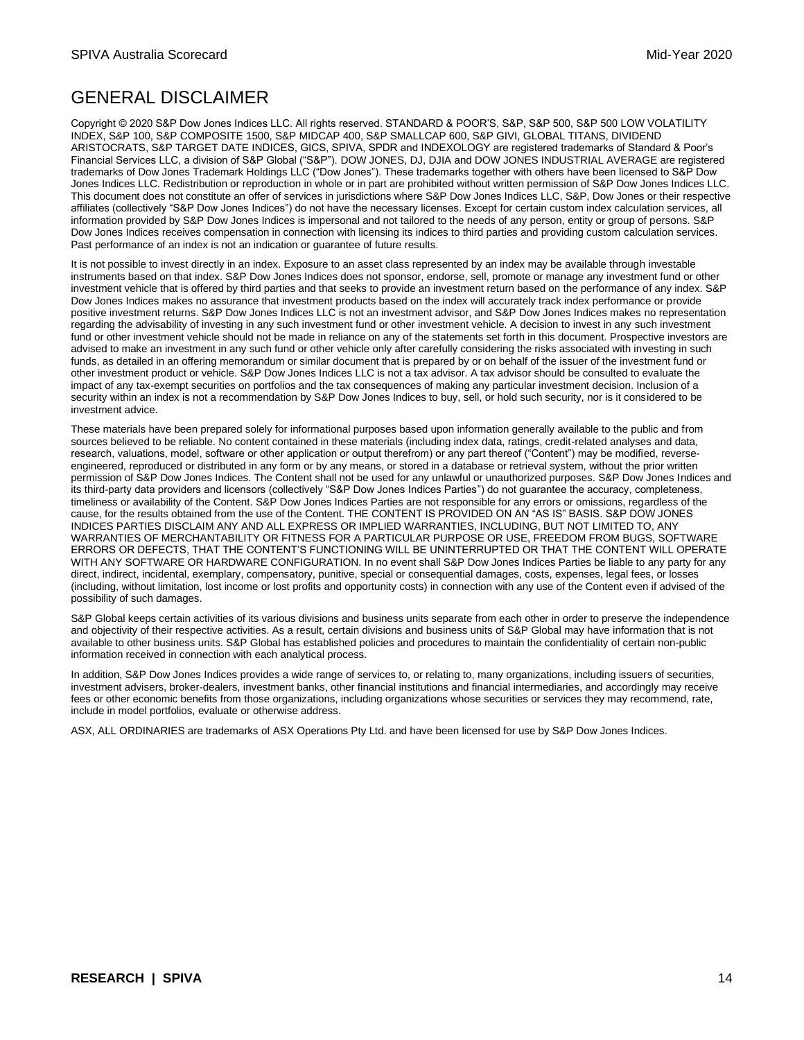# GENERAL DISCLAIMER

Copyright © 2020 S&P Dow Jones Indices LLC. All rights reserved. STANDARD & POOR'S, S&P, S&P 500, S&P 500 LOW VOLATILITY INDEX, S&P 100, S&P COMPOSITE 1500, S&P MIDCAP 400, S&P SMALLCAP 600, S&P GIVI, GLOBAL TITANS, DIVIDEND ARISTOCRATS, S&P TARGET DATE INDICES, GICS, SPIVA, SPDR and INDEXOLOGY are registered trademarks of Standard & Poor's Financial Services LLC, a division of S&P Global ("S&P"). DOW JONES, DJ, DJIA and DOW JONES INDUSTRIAL AVERAGE are registered trademarks of Dow Jones Trademark Holdings LLC ("Dow Jones"). These trademarks together with others have been licensed to S&P Dow Jones Indices LLC. Redistribution or reproduction in whole or in part are prohibited without written permission of S&P Dow Jones Indices LLC. This document does not constitute an offer of services in jurisdictions where S&P Dow Jones Indices LLC, S&P, Dow Jones or their respective affiliates (collectively "S&P Dow Jones Indices") do not have the necessary licenses. Except for certain custom index calculation services, all information provided by S&P Dow Jones Indices is impersonal and not tailored to the needs of any person, entity or group of persons. S&P Dow Jones Indices receives compensation in connection with licensing its indices to third parties and providing custom calculation services. Past performance of an index is not an indication or guarantee of future results.

It is not possible to invest directly in an index. Exposure to an asset class represented by an index may be available through investable instruments based on that index. S&P Dow Jones Indices does not sponsor, endorse, sell, promote or manage any investment fund or other investment vehicle that is offered by third parties and that seeks to provide an investment return based on the performance of any index. S&P Dow Jones Indices makes no assurance that investment products based on the index will accurately track index performance or provide positive investment returns. S&P Dow Jones Indices LLC is not an investment advisor, and S&P Dow Jones Indices makes no representation regarding the advisability of investing in any such investment fund or other investment vehicle. A decision to invest in any such investment fund or other investment vehicle should not be made in reliance on any of the statements set forth in this document. Prospective investors are advised to make an investment in any such fund or other vehicle only after carefully considering the risks associated with investing in such funds, as detailed in an offering memorandum or similar document that is prepared by or on behalf of the issuer of the investment fund or other investment product or vehicle. S&P Dow Jones Indices LLC is not a tax advisor. A tax advisor should be consulted to evaluate the impact of any tax-exempt securities on portfolios and the tax consequences of making any particular investment decision. Inclusion of a security within an index is not a recommendation by S&P Dow Jones Indices to buy, sell, or hold such security, nor is it considered to be investment advice.

These materials have been prepared solely for informational purposes based upon information generally available to the public and from sources believed to be reliable. No content contained in these materials (including index data, ratings, credit-related analyses and data, research, valuations, model, software or other application or output therefrom) or any part thereof ("Content") may be modified, reverse-engineered, reproduced or distributed in any form or by any means, or stored in a database or retrieval system, without the prior written permission of S&P Dow Jones Indices. The Content shall not be used for any unlawful or unauthorized purposes. S&P Dow Jones Indices and its third-party data providers and licensors (collectively "S&P Dow Jones Indices Parties") do not guarantee the accuracy, completeness, timeliness or availability of the Content. S&P Dow Jones Indices Parties are not responsible for any errors or omissions, regardless of the cause, for the results obtained from the use of the Content. THE CONTENT IS PROVIDED ON AN "AS IS" BASIS. S&P DOW JONES INDICES PARTIES DISCLAIM ANY AND ALL EXPRESS OR IMPLIED WARRANTIES, INCLUDING, BUT NOT LIMITED TO, ANY WARRANTIES OF MERCHANTABILITY OR FITNESS FOR A PARTICULAR PURPOSE OR USE, FREEDOM FROM BUGS, SOFTWARE ERRORS OR DEFECTS, THAT THE CONTENT'S FUNCTIONING WILL BE UNINTERRUPTED OR THAT THE CONTENT WILL OPERATE WITH ANY SOFTWARE OR HARDWARE CONFIGURATION. In no event shall S&P Dow Jones Indices Parties be liable to any party for any direct, indirect, incidental, exemplary, compensatory, punitive, special or consequential damages, costs, expenses, legal fees, or losses (including, without limitation, lost income or lost profits and opportunity costs) in connection with any use of the Content even if advised of the possibility of such damages.

S&P Global keeps certain activities of its various divisions and business units separate from each other in order to preserve the independence and objectivity of their respective activities. As a result, certain divisions and business units of S&P Global may have information that is not available to other business units. S&P Global has established policies and procedures to maintain the confidentiality of certain non-public information received in connection with each analytical process.

In addition, S&P Dow Jones Indices provides a wide range of services to, or relating to, many organizations, including issuers of securities, investment advisers, broker-dealers, investment banks, other financial institutions and financial intermediaries, and accordingly may receive fees or other economic benefits from those organizations, including organizations whose securities or services they may recommend, rate, include in model portfolios, evaluate or otherwise address.

ASX, ALL ORDINARIES are trademarks of ASX Operations Pty Ltd. and have been licensed for use by S&P Dow Jones Indices.